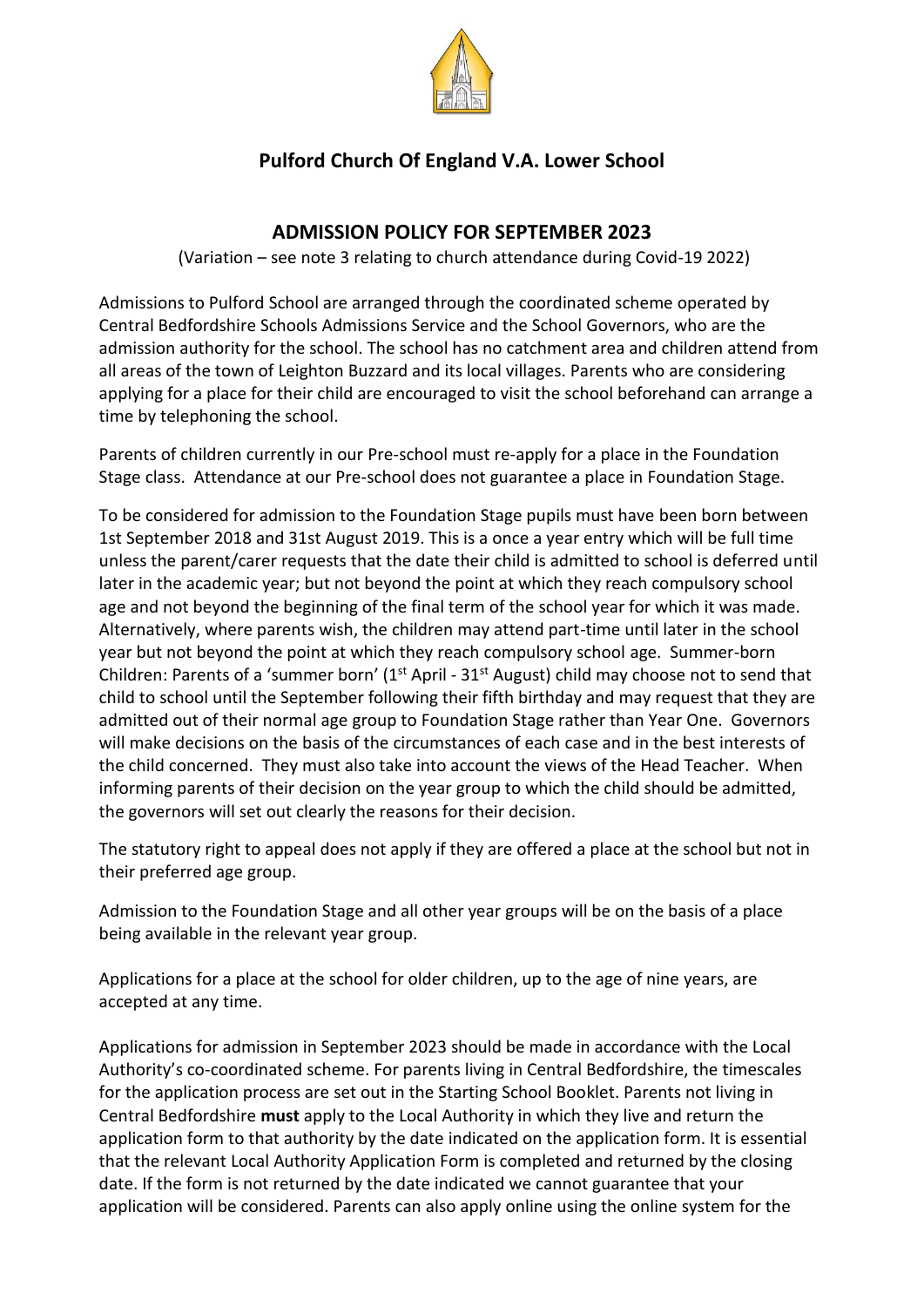## Pulford Church Of England V.A. Lower School

## ADMISSION POLICY FOR SEPTEMBER 2023

(Variation – see note 3 relating to church attendance during Covid-19 2022)

Admissions to Pulford School are arranged through the coordinated scheme operated by Central Bedfordshire Schools Admissions Service and the School Governors, who are the admission authority for the school. The school has no catchment area and children attend from all areas of the town of Leighton Buzzard and its local villages. Parents who are considering applying for a place for their child are encouraged to visit the school beforehand can arrange a time by telephoning the school.

Parents of children currently in our Pre-school must re-apply for a place in the Foundation Stage class. Attendance at our Pre-school does not guarantee a place in Foundation Stage.

To be considered for admission to the Foundation Stage pupils must have been born between 1st September 2018 and 31st August 2019. This is a once a year entry which will be full time unless the parent/carer requests that the date their child is admitted to school is deferred until later in the academic year; but not beyond the point at which they reach compulsory school age and not beyond the beginning of the final term of the school year for which it was made. Alternatively, where parents wish, the children may attend part-time until later in the school year but not beyond the point at which they reach compulsory school age. Summer-born Children: Parents of a 'summer born' (1st April - 31st August) child may choose not to send that child to school until the September following their fifth birthday and may request that they are admitted out of their normal age group to Foundation Stage rather than Year One. Governors will make decisions on the basis of the circumstances of each case and in the best interests of the child concerned. They must also take into account the views of the Head Teacher. When informing parents of their decision on the year group to which the child should be admitted, the governors will set out clearly the reasons for their decision.

The statutory right to appeal does not apply if they are offered a place at the school but not in their preferred age group.

Admission to the Foundation Stage and all other year groups will be on the basis of a place being available in the relevant year group.

Applications for a place at the school for older children, up to the age of nine years, are accepted at any time.

Applications for admission in September 2023 should be made in accordance with the Local Authority's co-coordinated scheme. For parents living in Central Bedfordshire, the timescales for the application process are set out in the Starting School Booklet. Parents not living in Central Bedfordshire **must** apply to the Local Authority in which they live and return the application form to that authority by the date indicated on the application form. It is essential that the relevant Local Authority Application Form is completed and returned by the closing date. If the form is not returned by the date indicated we cannot guarantee that your application will be considered. Parents can also apply online using the online system for the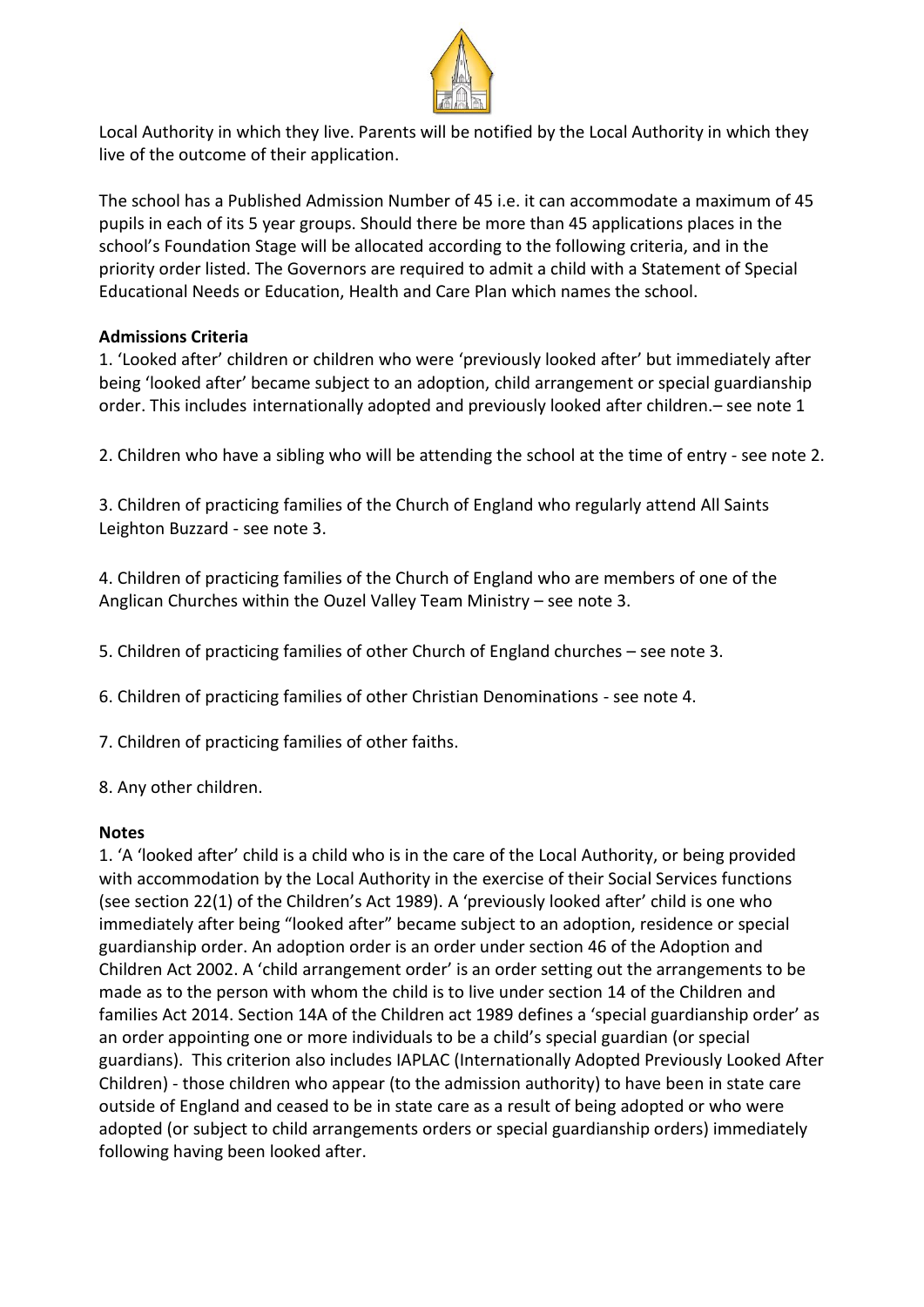Local Authority in which they live. Parents will be notified by the Local Authority in which they live of the outcome of their application.

The school has a Published Admission Number of 45 i.e. it can accommodate a maximum of 45 pupils in each of its 5 year groups. Should there be more than 45 applications places in the school's Foundation Stage will be allocated according to the following criteria, and in the priority order listed. The Governors are required to admit a child with a Statement of Special Educational Needs or Education, Health and Care Plan which names the school.

**Admissions Criteria**

1. 'Looked after' children or children who were 'previously looked after' but immediately after being 'looked after' became subject to an adoption, child arrangement or special guardianship order. This includes internationally adopted and previously looked after children.– see note 1

2. Children who have a sibling who will be attending the school at the time of entry - see note 2.

3. Children of practicing families of the Church of England who regularly attend All Saints Leighton Buzzard - see note 3.

4. Children of practicing families of the Church of England who are members of one of the Anglican Churches within the Ouzel Valley Team Ministry – see note 3.

5. Children of practicing families of other Church of England churches – see note 3.

6. Children of practicing families of other Christian Denominations - see note 4.

7. Children of practicing families of other faiths.

8. Any other children.

**Notes**

1. 'A 'looked after' child is a child who is in the care of the Local Authority, or being provided with accommodation by the Local Authority in the exercise of their Social Services functions (see section 22(1) of the Children's Act 1989). A 'previously looked after' child is one who immediately after being "looked after" became subject to an adoption, residence or special guardianship order. An adoption order is an order under section 46 of the Adoption and Children Act 2002. A 'child arrangement order' is an order setting out the arrangements to be made as to the person with whom the child is to live under section 14 of the Children and families Act 2014. Section 14A of the Children act 1989 defines a 'special guardianship order' as an order appointing one or more individuals to be a child's special guardian (or special guardians). This criterion also includes IAPLAC (Internationally Adopted Previously Looked After Children) - those children who appear (to the admission authority) to have been in state care outside of England and ceased to be in state care as a result of being adopted or who were adopted (or subject to child arrangements orders or special guardianship orders) immediately following having been looked after.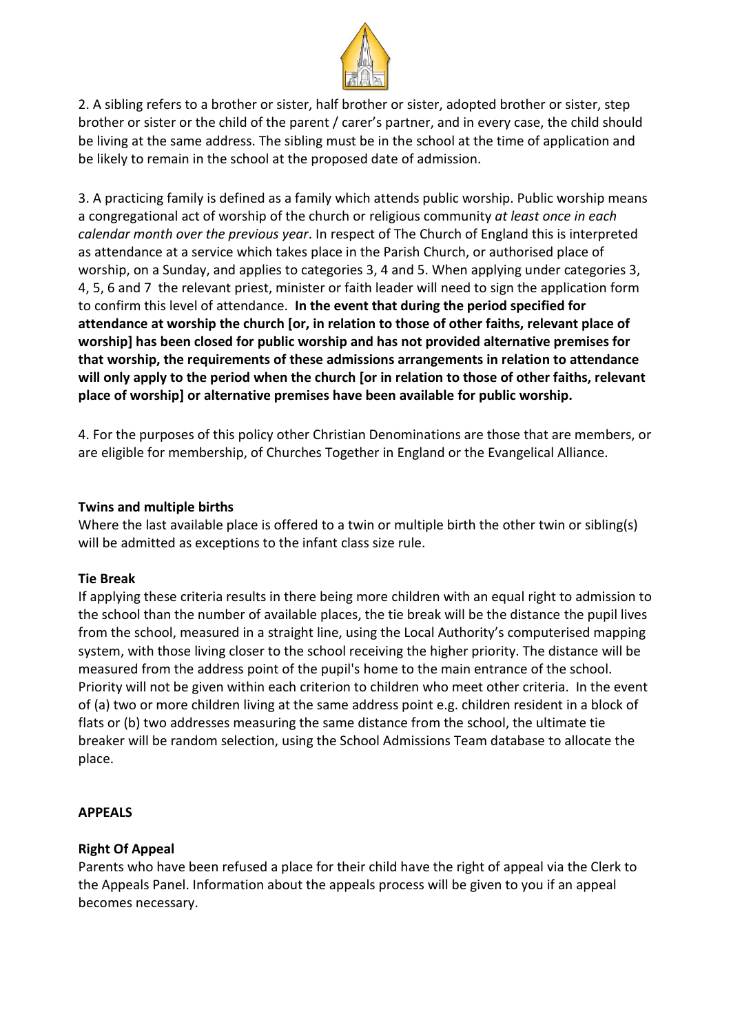2. A sibling refers to a brother or sister, half brother or sister, adopted brother or sister, step brother or sister or the child of the parent / carer's partner, and in every case, the child should be living at the same address. The sibling must be in the school at the time of application and be likely to remain in the school at the proposed date of admission.

3. A practicing family is defined as a family which attends public worship. Public worship means a congregational act of worship of the church or religious community *at least once in each calendar month over the previous year*. In respect of The Church of England this is interpreted as attendance at a service which takes place in the Parish Church, or authorised place of worship, on a Sunday, and applies to categories 3, 4 and 5. When applying under categories 3, 4, 5, 6 and 7 the relevant priest, minister or faith leader will need to sign the application form to confirm this level of attendance. **In the event that during the period specified for attendance at worship the church [or, in relation to those of other faiths, relevant place of worship] has been closed for public worship and has not provided alternative premises for that worship, the requirements of these admissions arrangements in relation to attendance will only apply to the period when the church [or in relation to those of other faiths, relevant place of worship] or alternative premises have been available for public worship.**

4. For the purposes of this policy other Christian Denominations are those that are members, or are eligible for membership, of Churches Together in England or the Evangelical Alliance.

**Twins and multiple births**

Where the last available place is offered to a twin or multiple birth the other twin or sibling(s) will be admitted as exceptions to the infant class size rule.

**Tie Break**

If applying these criteria results in there being more children with an equal right to admission to the school than the number of available places, the tie break will be the distance the pupil lives from the school, measured in a straight line, using the Local Authority's computerised mapping system, with those living closer to the school receiving the higher priority. The distance will be measured from the address point of the pupil's home to the main entrance of the school. Priority will not be given within each criterion to children who meet other criteria. In the event of (a) two or more children living at the same address point e.g. children resident in a block of flats or (b) two addresses measuring the same distance from the school, the ultimate tie breaker will be random selection, using the School Admissions Team database to allocate the place.

**APPEALS**

**Right Of Appeal**

Parents who have been refused a place for their child have the right of appeal via the Clerk to the Appeals Panel. Information about the appeals process will be given to you if an appeal becomes necessary.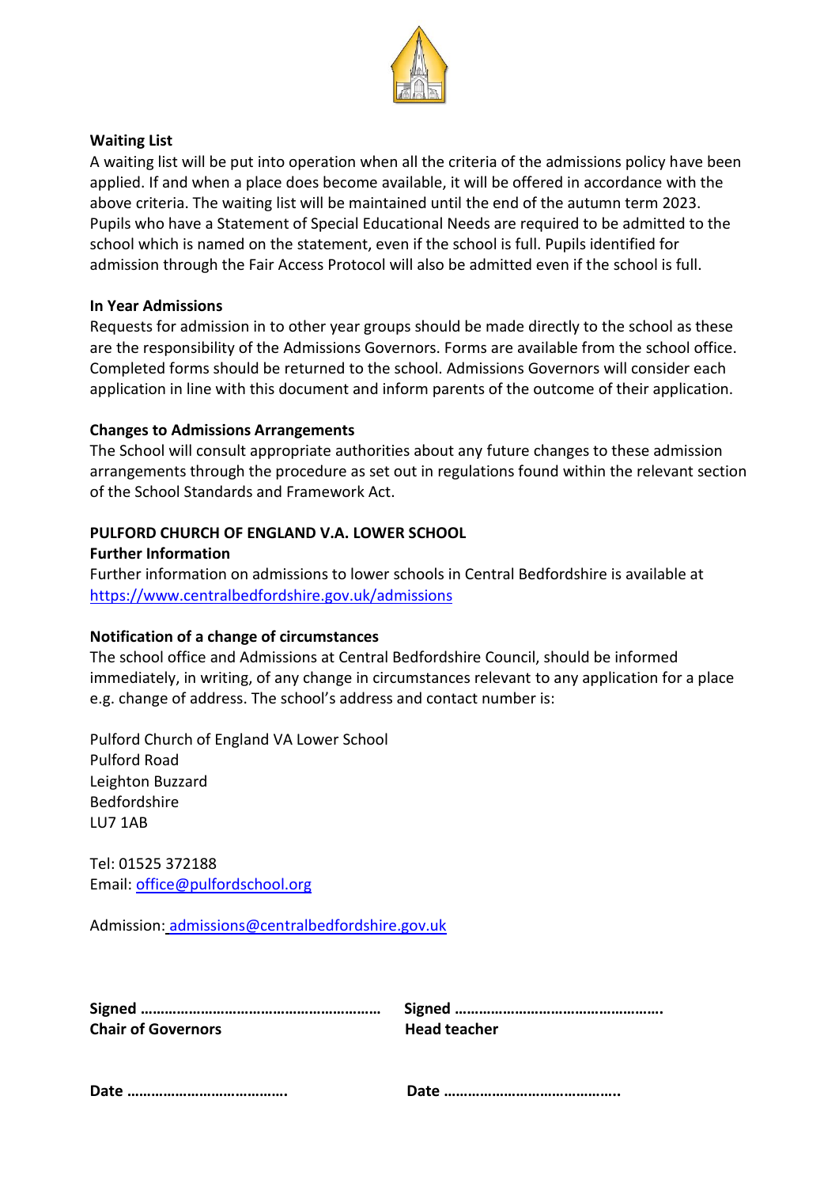**Waiting List**

A waiting list will be put into operation when all the criteria of the admissions policy have been applied. If and when a place does become available, it will be offered in accordance with the above criteria. The waiting list will be maintained until the end of the autumn term 2023. Pupils who have a Statement of Special Educational Needs are required to be admitted to the school which is named on the statement, even if the school is full. Pupils identified for admission through the Fair Access Protocol will also be admitted even if the school is full.

**In Year Admissions**

Requests for admission in to other year groups should be made directly to the school as these are the responsibility of the Admissions Governors. Forms are available from the school office. Completed forms should be returned to the school. Admissions Governors will consider each application in line with this document and inform parents of the outcome of their application.

**Changes to Admissions Arrangements**

The School will consult appropriate authorities about any future changes to these admission arrangements through the procedure as set out in regulations found within the relevant section of the School Standards and Framework Act.

**PULFORD CHURCH OF ENGLAND V.A. LOWER SCHOOL**

**Further Information**

Further information on admissions to lower schools in Central Bedfordshire is available at https://www.centralbedfordshire.gov.uk/admissions

**Notification of a change of circumstances**

The school office and Admissions at Central Bedfordshire Council, should be informed immediately, in writing, of any change in circumstances relevant to any application for a place e.g. change of address. The school's address and contact number is:

Pulford Church of England VA Lower School
Pulford Road
Leighton Buzzard
Bedfordshire
LU7 1AB

Tel: 01525 372188
Email: office@pulfordschool.org

Admission: admissions@centralbedfordshire.gov.uk

**Signed …………………………………………………**
**Chair of Governors**

**Signed ………………………………………….**
**Head teacher**

**Date ………………………………….**

**Date ……………………………………..**